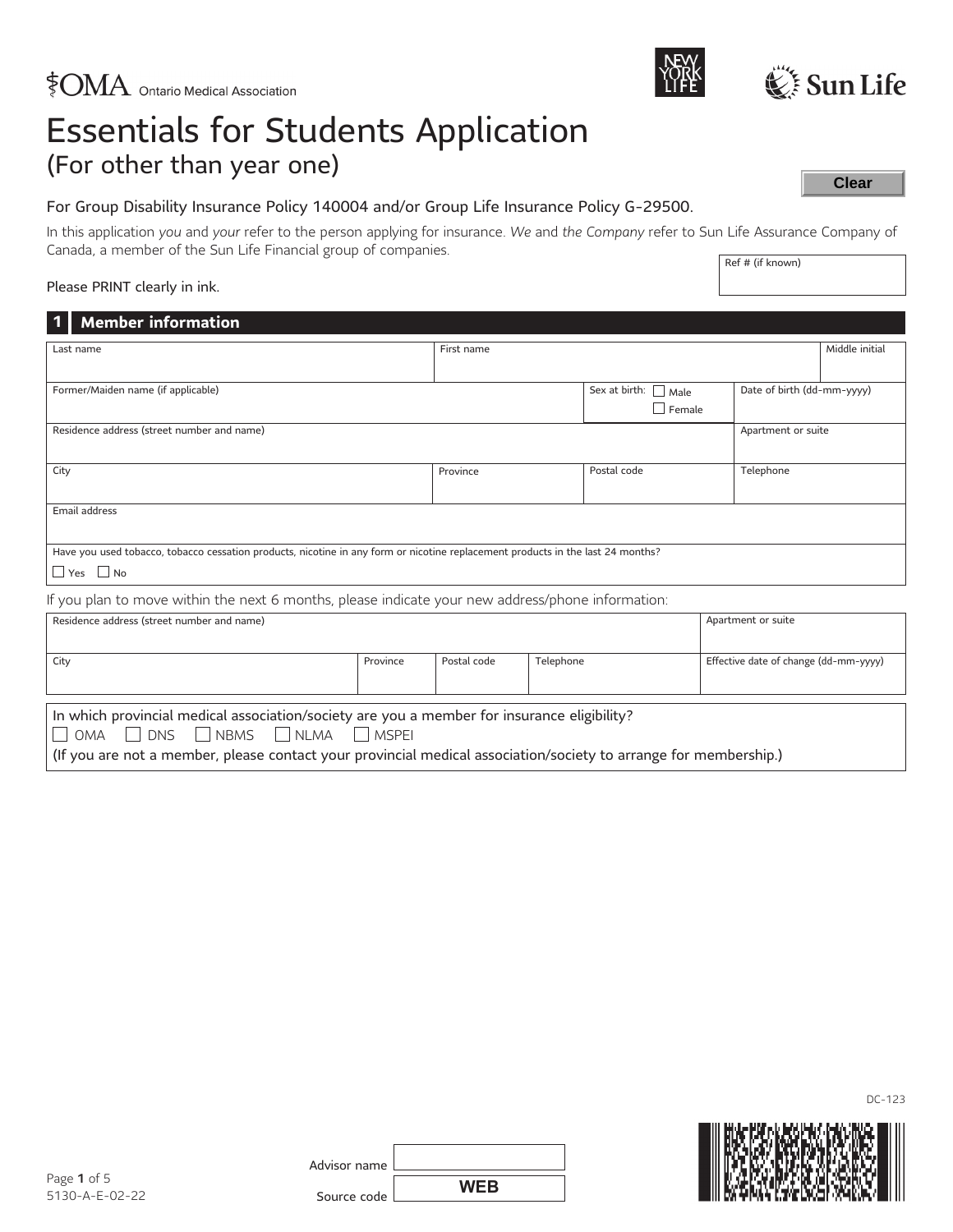OMA Ontario Medical Association

# Essentials for Students Application

## (For other than year one)

Clear

For Group Disability Insurance Policy 140004 and/or Group Life Insurance Policy G-29500.

In this application *you* and *your* refer to the person applying for insurance. *We* and *the Company* refer to Sun Life Assurance Company of Canada, a member of the Sun Life Financial group of companies.

Ref # (if known)

Please PRINT clearly in ink.

## 1 Member information

| | | | |
|---|---|---|---|
| Last name | First name | | Middle initial |
| Former/Maiden name (if applicable) | | Sex at birth: ☐ Male ☐ Female | Date of birth (dd-mm-yyyy) |
| Residence address (street number and name) | | | Apartment or suite |
| City | Province | Postal code | Telephone |
| Email address | | | |

Have you used tobacco, tobacco cessation products, nicotine in any form or nicotine replacement products in the last 24 months?

☐ Yes ☐ No

If you plan to move within the next 6 months, please indicate your new address/phone information:

| | | | | |
|---|---|---|---|---|
| Residence address (street number and name) | | | | Apartment or suite |
| City | Province | Postal code | Telephone | Effective date of change (dd-mm-yyyy) |

In which provincial medical association/society are you a member for insurance eligibility?

☐ OMA ☐ DNS ☐ NBMS ☐ NLMA ☐ MSPEI

(If you are not a member, please contact your provincial medical association/society to arrange for membership.)

DC-123

5130-A-E-02-22

Advisor name

Source code WEB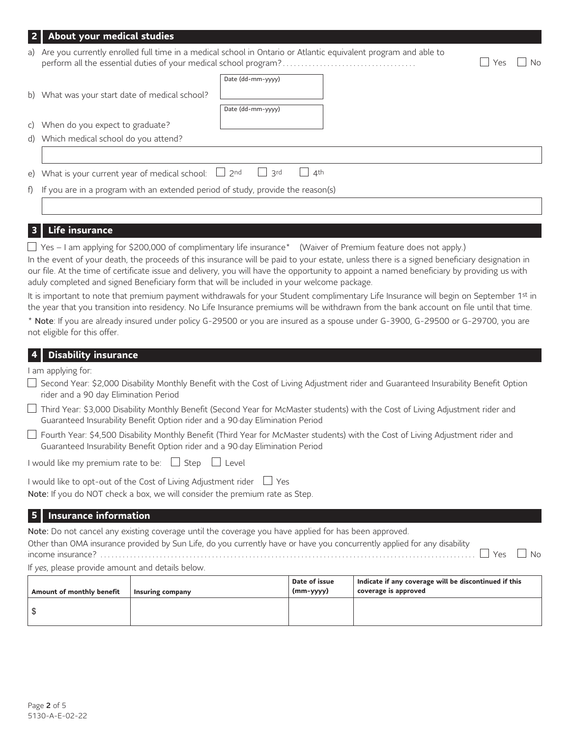## 2 About your medical studies

a) Are you currently enrolled full time in a medical school in Ontario or Atlantic equivalent program and able to perform all the essential duties of your medical school program? . . . . . . . . . . . . . . . . . . . . . . . . . . . . . . . . . . . . ☐ Yes ☐ No

b) What was your start date of medical school? Date (dd-mm-yyyy) ____________

c) When do you expect to graduate? Date (dd-mm-yyyy) ____________

d) Which medical school do you attend?

____________________________________________

e) What is your current year of medical school: ☐ 2nd ☐ 3rd ☐ 4th

f) If you are in a program with an extended period of study, provide the reason(s)

____________________________________________

## 3 Life insurance

☐ Yes – I am applying for $200,000 of complimentary life insurance* (Waiver of Premium feature does not apply.)

In the event of your death, the proceeds of this insurance will be paid to your estate, unless there is a signed beneficiary designation in our file. At the time of certificate issue and delivery, you will have the opportunity to appoint a named beneficiary by providing us with aduly completed and signed Beneficiary form that will be included in your welcome package.

It is important to note that premium payment withdrawals for your Student complimentary Life Insurance will begin on September 1st in the year that you transition into residency. No Life Insurance premiums will be withdrawn from the bank account on file until that time.

\* **Note**: If you are already insured under policy G-29500 or you are insured as a spouse under G-3900, G-29500 or G-29700, you are not eligible for this offer.

## 4 Disability insurance

I am applying for:

☐ Second Year: $2,000 Disability Monthly Benefit with the Cost of Living Adjustment rider and Guaranteed Insurability Benefit Option rider and a 90 day Elimination Period

☐ Third Year: $3,000 Disability Monthly Benefit (Second Year for McMaster students) with the Cost of Living Adjustment rider and Guaranteed Insurability Benefit Option rider and a 90-day Elimination Period

☐ Fourth Year: $4,500 Disability Monthly Benefit (Third Year for McMaster students) with the Cost of Living Adjustment rider and Guaranteed Insurability Benefit Option rider and a 90-day Elimination Period

I would like my premium rate to be: ☐ Step ☐ Level

I would like to opt-out of the Cost of Living Adjustment rider ☐ Yes

**Note:** If you do NOT check a box, we will consider the premium rate as Step.

## 5 Insurance information

**Note:** Do not cancel any existing coverage until the coverage you have applied for has been approved.

Other than OMA insurance provided by Sun Life, do you currently have or have you concurrently applied for any disability income insurance? . . . . . . . . . . . . . . . . . . . . . . . . . . . . . . . . . . . . . . . . . . . . . . . . . . . . . . . . . . . . . . . . . . . . . ☐ Yes ☐ No

If *yes*, please provide amount and details below.

| Amount of monthly benefit | Insuring company | Date of issue (mm-yyyy) | Indicate if any coverage will be discontinued if this coverage is approved |
|---|---|---|---|
| $ | | | |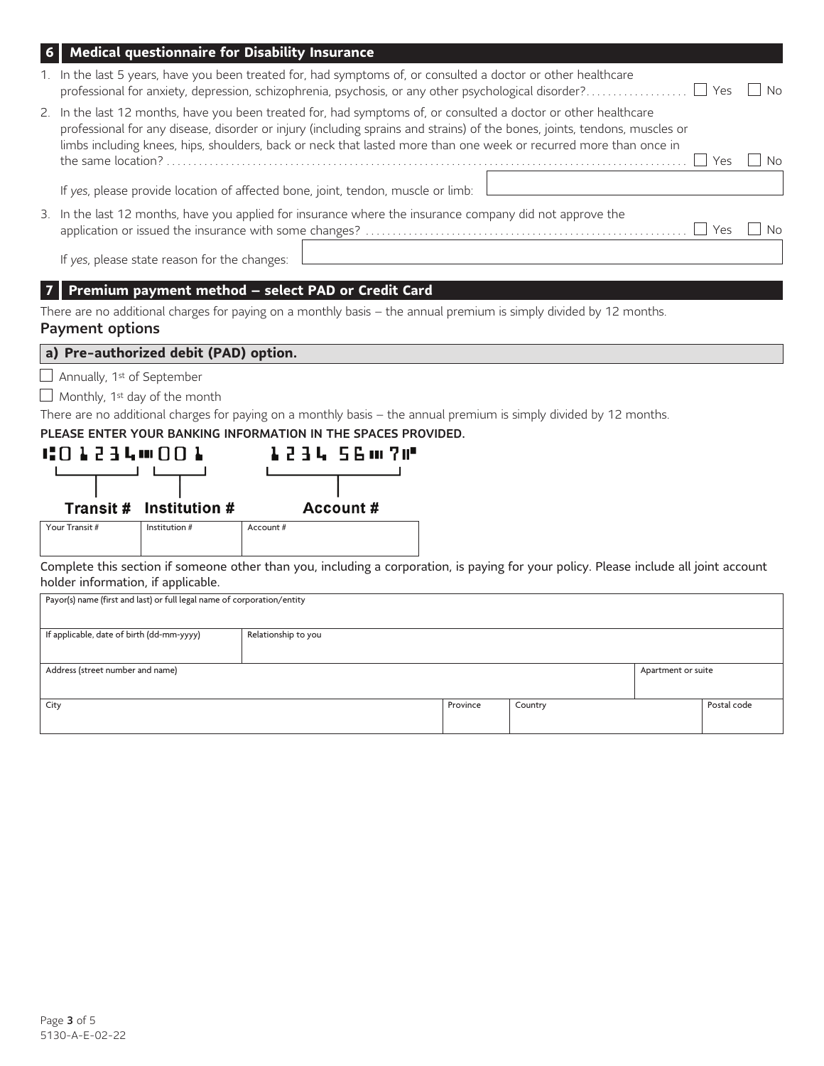## 6 Medical questionnaire for Disability Insurance

1. In the last 5 years, have you been treated for, had symptoms of, or consulted a doctor or other healthcare professional for anxiety, depression, schizophrenia, psychosis, or any other psychological disorder? ☐ Yes ☐ No

2. In the last 12 months, have you been treated for, had symptoms of, or consulted a doctor or other healthcare professional for any disease, disorder or injury (including sprains and strains) of the bones, joints, tendons, muscles or limbs including knees, hips, shoulders, back or neck that lasted more than one week or recurred more than once in the same location? ☐ Yes ☐ No

   If *yes*, please provide location of affected bone, joint, tendon, muscle or limb: ____________

3. In the last 12 months, have you applied for insurance where the insurance company did not approve the application or issued the insurance with some changes? ☐ Yes ☐ No

   If *yes*, please state reason for the changes: ____________

## 7 Premium payment method – select PAD or Credit Card

There are no additional charges for paying on a monthly basis – the annual premium is simply divided by 12 months.

### Payment options

#### a) Pre-authorized debit (PAD) option.

☐ Annually, 1st of September

☐ Monthly, 1st day of the month

There are no additional charges for paying on a monthly basis – the annual premium is simply divided by 12 months.

**PLEASE ENTER YOUR BANKING INFORMATION IN THE SPACES PROVIDED.**

01234 001 1234 56 7

Transit # Institution # Account #

| Your Transit # | Institution # | Account # |
| --- | --- | --- |
| | | |

Complete this section if someone other than you, including a corporation, is paying for your policy. Please include all joint account holder information, if applicable.

| Payor(s) name (first and last) or full legal name of corporation/entity | | | |
| --- | --- | --- | --- |
| If applicable, date of birth (dd-mm-yyyy) | Relationship to you | | |
| Address (street number and name) | | | Apartment or suite |
| City | Province | Country | Postal code |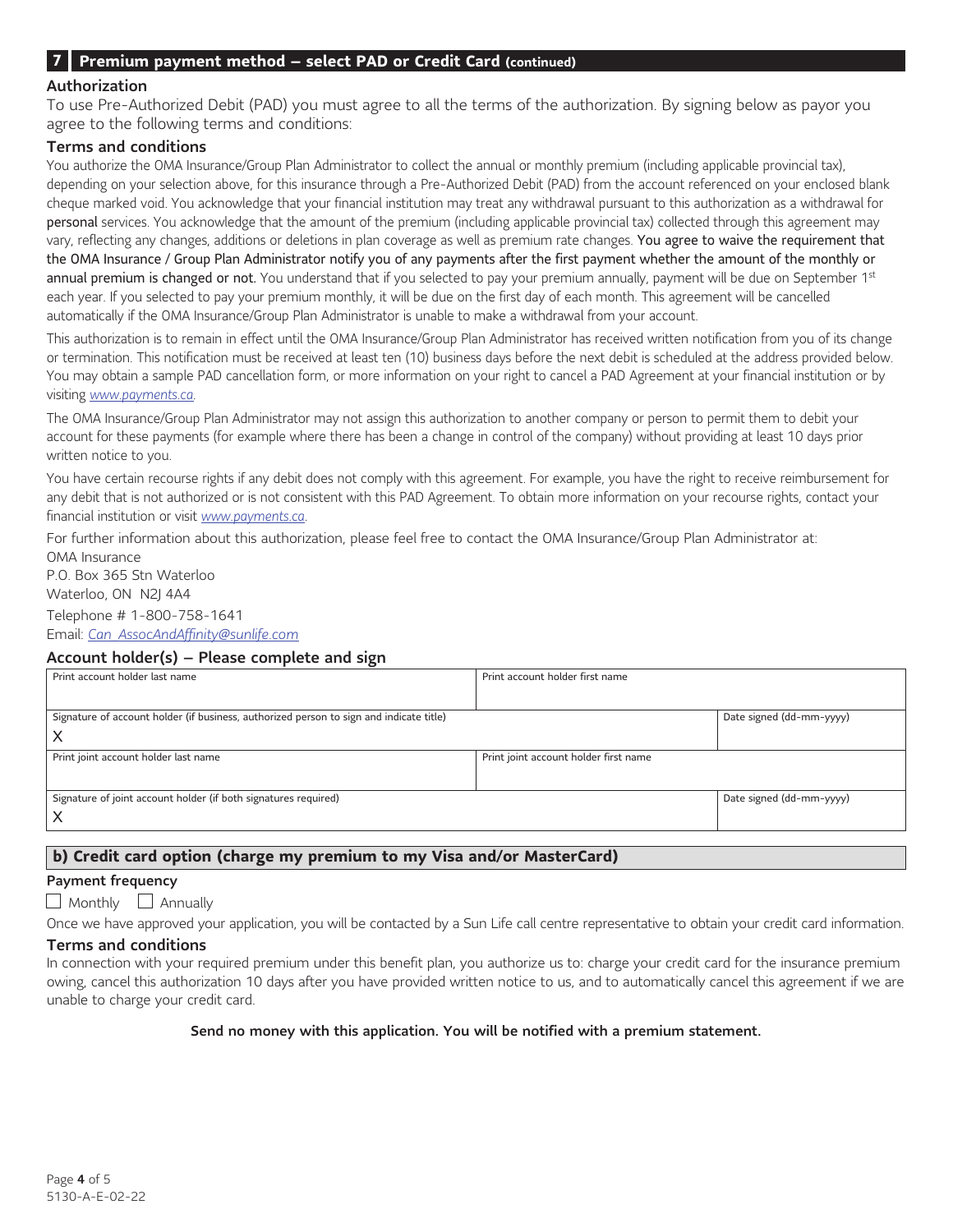## 7 Premium payment method – select PAD or Credit Card (continued)

### Authorization

To use Pre-Authorized Debit (PAD) you must agree to all the terms of the authorization. By signing below as payor you agree to the following terms and conditions:

### Terms and conditions

You authorize the OMA Insurance/Group Plan Administrator to collect the annual or monthly premium (including applicable provincial tax), depending on your selection above, for this insurance through a Pre-Authorized Debit (PAD) from the account referenced on your enclosed blank cheque marked void. You acknowledge that your financial institution may treat any withdrawal pursuant to this authorization as a withdrawal for **personal** services. You acknowledge that the amount of the premium (including applicable provincial tax) collected through this agreement may vary, reflecting any changes, additions or deletions in plan coverage as well as premium rate changes. **You agree to waive the requirement that the OMA Insurance / Group Plan Administrator notify you of any payments after the first payment whether the amount of the monthly or annual premium is changed or not.** You understand that if you selected to pay your premium annually, payment will be due on September 1st each year. If you selected to pay your premium monthly, it will be due on the first day of each month. This agreement will be cancelled automatically if the OMA Insurance/Group Plan Administrator is unable to make a withdrawal from your account.

This authorization is to remain in effect until the OMA Insurance/Group Plan Administrator has received written notification from you of its change or termination. This notification must be received at least ten (10) business days before the next debit is scheduled at the address provided below. You may obtain a sample PAD cancellation form, or more information on your right to cancel a PAD Agreement at your financial institution or by visiting *www.payments.ca*.

The OMA Insurance/Group Plan Administrator may not assign this authorization to another company or person to permit them to debit your account for these payments (for example where there has been a change in control of the company) without providing at least 10 days prior written notice to you.

You have certain recourse rights if any debit does not comply with this agreement. For example, you have the right to receive reimbursement for any debit that is not authorized or is not consistent with this PAD Agreement. To obtain more information on your recourse rights, contact your financial institution or visit *www.payments.ca*.

For further information about this authorization, please feel free to contact the OMA Insurance/Group Plan Administrator at:

OMA Insurance
P.O. Box 365 Stn Waterloo
Waterloo, ON N2J 4A4
Telephone # 1-800-758-1641
Email: *Can_AssocAndAffinity@sunlife.com*

### Account holder(s) – Please complete and sign

| | | |
|---|---|---|
| Print account holder last name | Print account holder first name | |
| Signature of account holder (if business, authorized person to sign and indicate title)<br>X | | Date signed (dd-mm-yyyy) |
| Print joint account holder last name | Print joint account holder first name | |
| Signature of joint account holder (if both signatures required)<br>X | | Date signed (dd-mm-yyyy) |

### b) Credit card option (charge my premium to my Visa and/or MasterCard)

**Payment frequency**

☐ Monthly ☐ Annually

Once we have approved your application, you will be contacted by a Sun Life call centre representative to obtain your credit card information.

### Terms and conditions

In connection with your required premium under this benefit plan, you authorize us to: charge your credit card for the insurance premium owing, cancel this authorization 10 days after you have provided written notice to us, and to automatically cancel this agreement if we are unable to charge your credit card.

**Send no money with this application. You will be notified with a premium statement.**

5130-A-E-02-22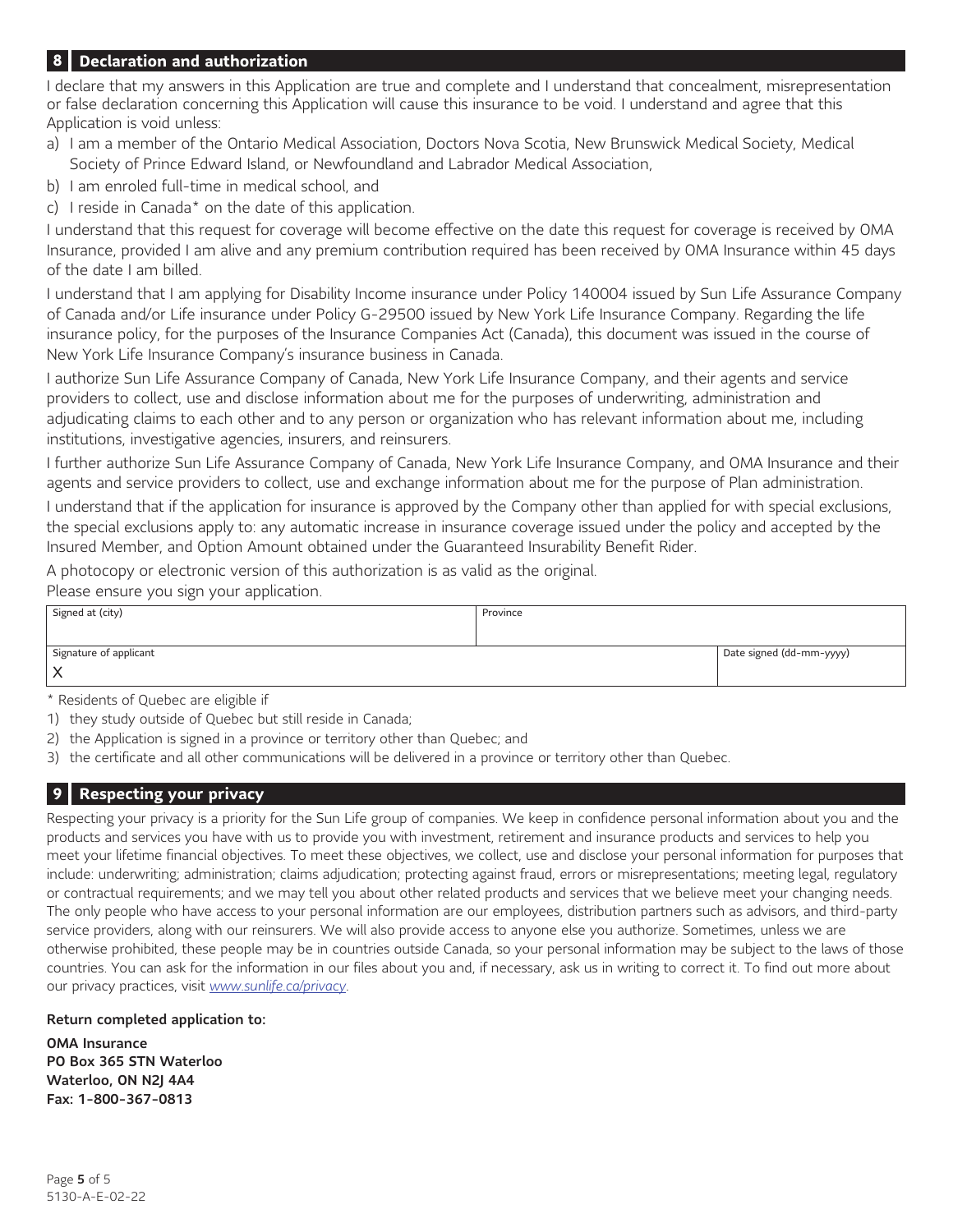## 8 Declaration and authorization

I declare that my answers in this Application are true and complete and I understand that concealment, misrepresentation or false declaration concerning this Application will cause this insurance to be void. I understand and agree that this Application is void unless:

a) I am a member of the Ontario Medical Association, Doctors Nova Scotia, New Brunswick Medical Society, Medical Society of Prince Edward Island, or Newfoundland and Labrador Medical Association,
b) I am enroled full-time in medical school, and
c) I reside in Canada* on the date of this application.

I understand that this request for coverage will become effective on the date this request for coverage is received by OMA Insurance, provided I am alive and any premium contribution required has been received by OMA Insurance within 45 days of the date I am billed.

I understand that I am applying for Disability Income insurance under Policy 140004 issued by Sun Life Assurance Company of Canada and/or Life insurance under Policy G-29500 issued by New York Life Insurance Company. Regarding the life insurance policy, for the purposes of the Insurance Companies Act (Canada), this document was issued in the course of New York Life Insurance Company's insurance business in Canada.

I authorize Sun Life Assurance Company of Canada, New York Life Insurance Company, and their agents and service providers to collect, use and disclose information about me for the purposes of underwriting, administration and adjudicating claims to each other and to any person or organization who has relevant information about me, including institutions, investigative agencies, insurers, and reinsurers.

I further authorize Sun Life Assurance Company of Canada, New York Life Insurance Company, and OMA Insurance and their agents and service providers to collect, use and exchange information about me for the purpose of Plan administration.

I understand that if the application for insurance is approved by the Company other than applied for with special exclusions, the special exclusions apply to: any automatic increase in insurance coverage issued under the policy and accepted by the Insured Member, and Option Amount obtained under the Guaranteed Insurability Benefit Rider.

A photocopy or electronic version of this authorization is as valid as the original.

Please ensure you sign your application.

| Signed at (city) | Province | |
|---|---|---|
| Signature of applicant<br>X | | Date signed (dd-mm-yyyy) |

\* Residents of Quebec are eligible if

1) they study outside of Quebec but still reside in Canada;
2) the Application is signed in a province or territory other than Quebec; and
3) the certificate and all other communications will be delivered in a province or territory other than Quebec.

## 9 Respecting your privacy

Respecting your privacy is a priority for the Sun Life group of companies. We keep in confidence personal information about you and the products and services you have with us to provide you with investment, retirement and insurance products and services to help you meet your lifetime financial objectives. To meet these objectives, we collect, use and disclose your personal information for purposes that include: underwriting; administration; claims adjudication; protecting against fraud, errors or misrepresentations; meeting legal, regulatory or contractual requirements; and we may tell you about other related products and services that we believe meet your changing needs. The only people who have access to your personal information are our employees, distribution partners such as advisors, and third-party service providers, along with our reinsurers. We will also provide access to anyone else you authorize. Sometimes, unless we are otherwise prohibited, these people may be in countries outside Canada, so your personal information may be subject to the laws of those countries. You can ask for the information in our files about you and, if necessary, ask us in writing to correct it. To find out more about our privacy practices, visit *www.sunlife.ca/privacy*.

**Return completed application to:**

**OMA Insurance**
**PO Box 365 STN Waterloo**
**Waterloo, ON N2J 4A4**
**Fax: 1-800-367-0813**

5130-A-E-02-22